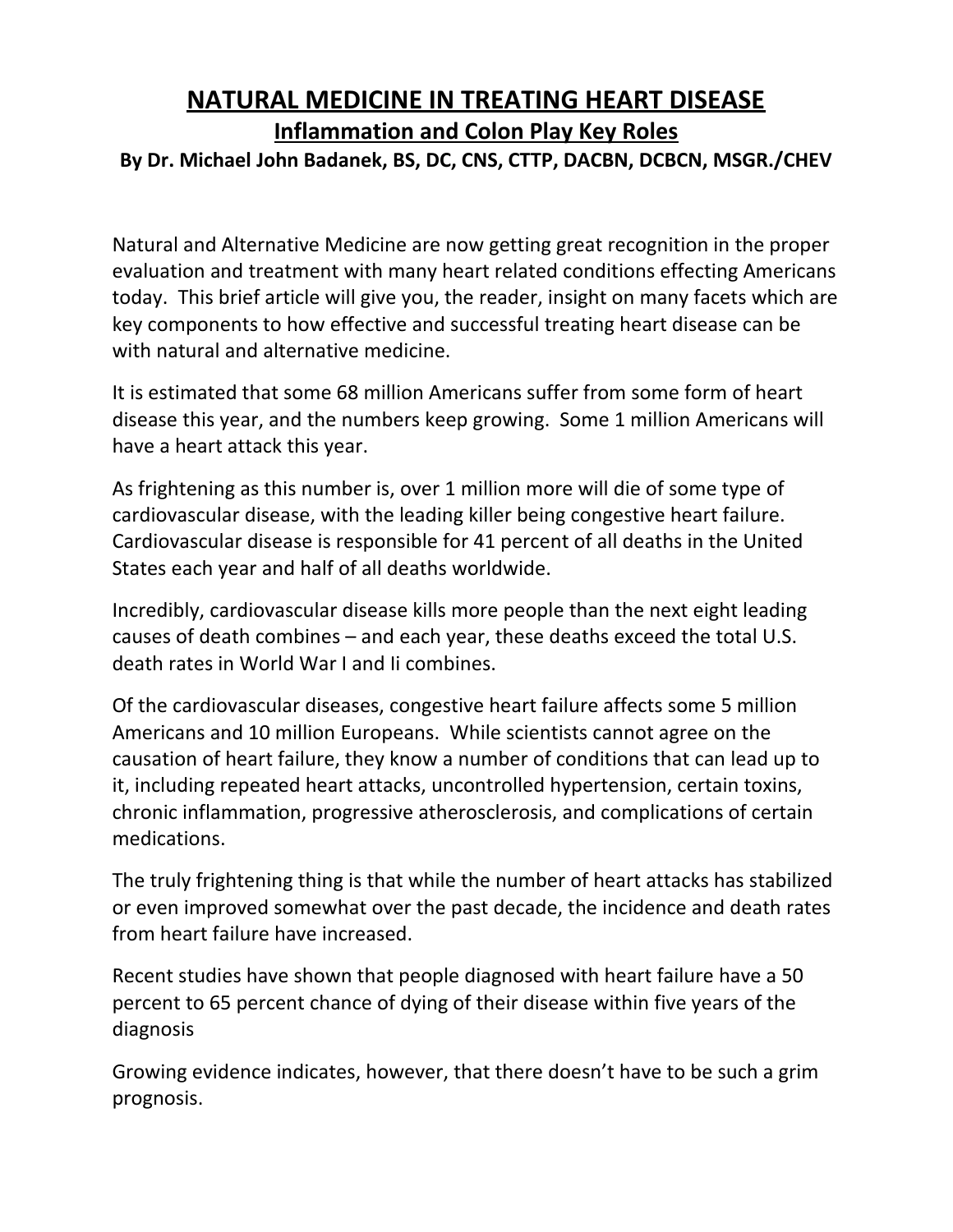# NATURAL MEDICINE IN TREATING HEART DISEASE

## Inflammation and Colon Play Key Roles

**By Dr. Michael John Badanek, BS, DC, CNS, CTTP, DACBN, DCBCN, MSGR./CHEV**

Natural and Alternative Medicine are now getting great recognition in the proper evaluation and treatment with many heart related conditions effecting Americans today. This brief article will give you, the reader, insight on many facets which are key components to how effective and successful treating heart disease can be with natural and alternative medicine.

It is estimated that some 68 million Americans suffer from some form of heart disease this year, and the numbers keep growing. Some 1 million Americans will have a heart attack this year.

As frightening as this number is, over 1 million more will die of some type of cardiovascular disease, with the leading killer being congestive heart failure. Cardiovascular disease is responsible for 41 percent of all deaths in the United States each year and half of all deaths worldwide.

Incredibly, cardiovascular disease kills more people than the next eight leading causes of death combines – and each year, these deaths exceed the total U.S. death rates in World War I and Ii combines.

Of the cardiovascular diseases, congestive heart failure affects some 5 million Americans and 10 million Europeans. While scientists cannot agree on the causation of heart failure, they know a number of conditions that can lead up to it, including repeated heart attacks, uncontrolled hypertension, certain toxins, chronic inflammation, progressive atherosclerosis, and complications of certain medications.

The truly frightening thing is that while the number of heart attacks has stabilized or even improved somewhat over the past decade, the incidence and death rates from heart failure have increased.

Recent studies have shown that people diagnosed with heart failure have a 50 percent to 65 percent chance of dying of their disease within five years of the diagnosis

Growing evidence indicates, however, that there doesn't have to be such a grim prognosis.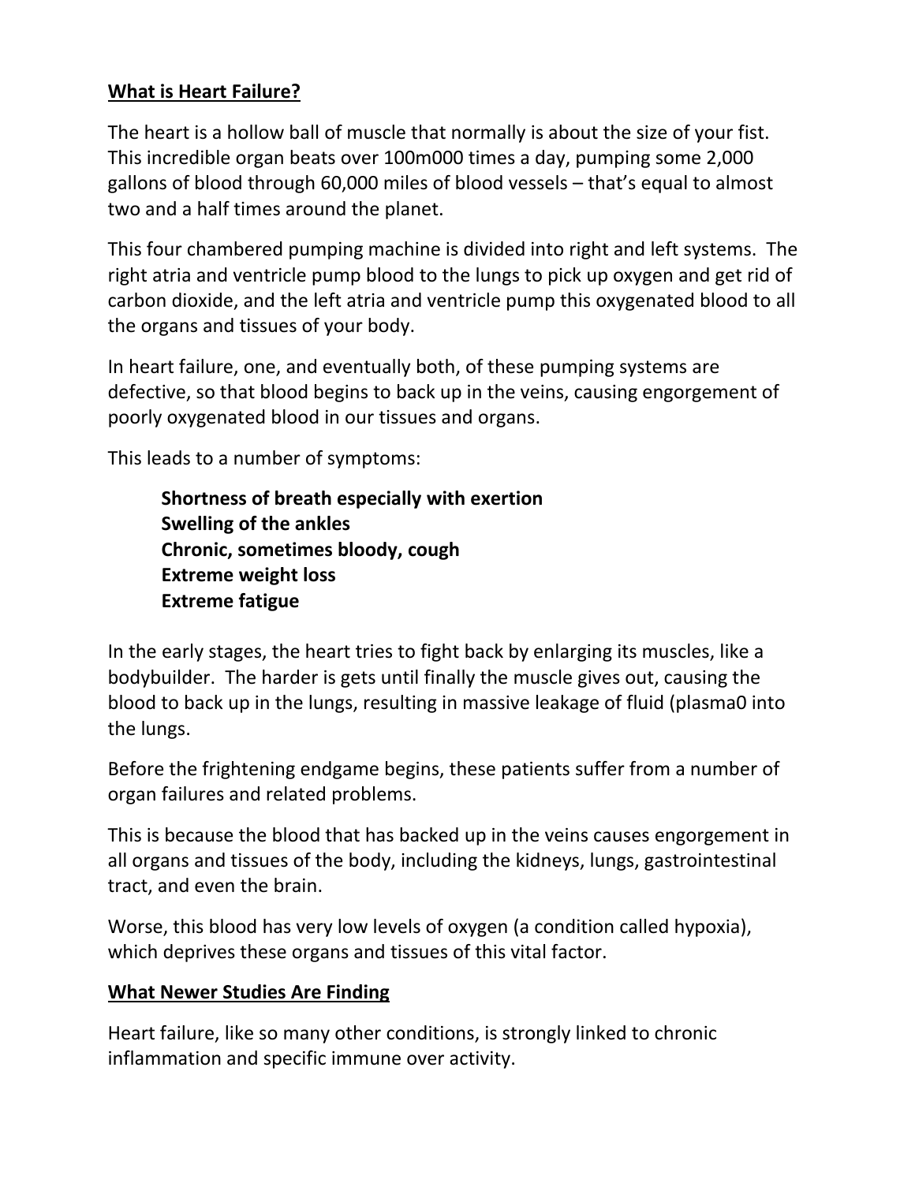**What is Heart Failure?**

The heart is a hollow ball of muscle that normally is about the size of your fist. This incredible organ beats over 100m000 times a day, pumping some 2,000 gallons of blood through 60,000 miles of blood vessels – that's equal to almost two and a half times around the planet.

This four chambered pumping machine is divided into right and left systems. The right atria and ventricle pump blood to the lungs to pick up oxygen and get rid of carbon dioxide, and the left atria and ventricle pump this oxygenated blood to all the organs and tissues of your body.

In heart failure, one, and eventually both, of these pumping systems are defective, so that blood begins to back up in the veins, causing engorgement of poorly oxygenated blood in our tissues and organs.

This leads to a number of symptoms:

> **Shortness of breath especially with exertion**
> **Swelling of the ankles**
> **Chronic, sometimes bloody, cough**
> **Extreme weight loss**
> **Extreme fatigue**

In the early stages, the heart tries to fight back by enlarging its muscles, like a bodybuilder. The harder is gets until finally the muscle gives out, causing the blood to back up in the lungs, resulting in massive leakage of fluid (plasma0 into the lungs.

Before the frightening endgame begins, these patients suffer from a number of organ failures and related problems.

This is because the blood that has backed up in the veins causes engorgement in all organs and tissues of the body, including the kidneys, lungs, gastrointestinal tract, and even the brain.

Worse, this blood has very low levels of oxygen (a condition called hypoxia), which deprives these organs and tissues of this vital factor.

**What Newer Studies Are Finding**

Heart failure, like so many other conditions, is strongly linked to chronic inflammation and specific immune over activity.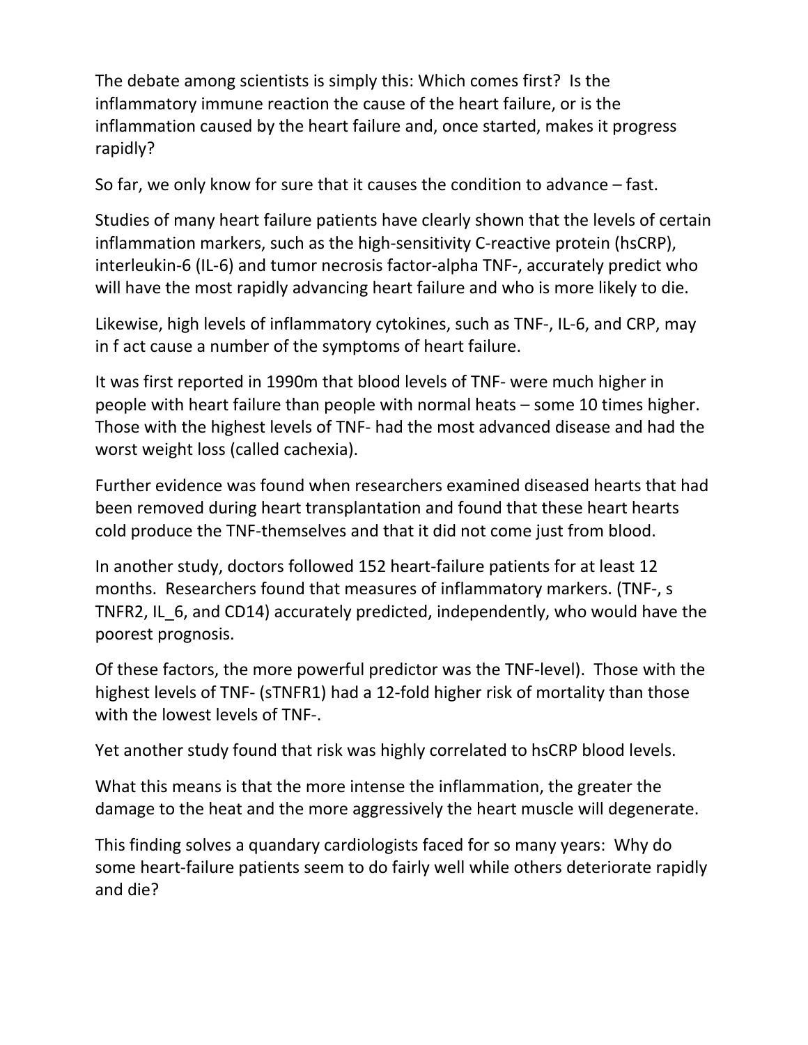The debate among scientists is simply this: Which comes first? Is the inflammatory immune reaction the cause of the heart failure, or is the inflammation caused by the heart failure and, once started, makes it progress rapidly?

So far, we only know for sure that it causes the condition to advance – fast.

Studies of many heart failure patients have clearly shown that the levels of certain inflammation markers, such as the high-sensitivity C-reactive protein (hsCRP), interleukin-6 (IL-6) and tumor necrosis factor-alpha TNF-, accurately predict who will have the most rapidly advancing heart failure and who is more likely to die.

Likewise, high levels of inflammatory cytokines, such as TNF-, IL-6, and CRP, may in f act cause a number of the symptoms of heart failure.

It was first reported in 1990m that blood levels of TNF- were much higher in people with heart failure than people with normal heats – some 10 times higher. Those with the highest levels of TNF- had the most advanced disease and had the worst weight loss (called cachexia).

Further evidence was found when researchers examined diseased hearts that had been removed during heart transplantation and found that these heart hearts cold produce the TNF-themselves and that it did not come just from blood.

In another study, doctors followed 152 heart-failure patients for at least 12 months. Researchers found that measures of inflammatory markers. (TNF-, s TNFR2, IL_6, and CD14) accurately predicted, independently, who would have the poorest prognosis.

Of these factors, the more powerful predictor was the TNF-level). Those with the highest levels of TNF- (sTNFR1) had a 12-fold higher risk of mortality than those with the lowest levels of TNF-.

Yet another study found that risk was highly correlated to hsCRP blood levels.

What this means is that the more intense the inflammation, the greater the damage to the heat and the more aggressively the heart muscle will degenerate.

This finding solves a quandary cardiologists faced for so many years: Why do some heart-failure patients seem to do fairly well while others deteriorate rapidly and die?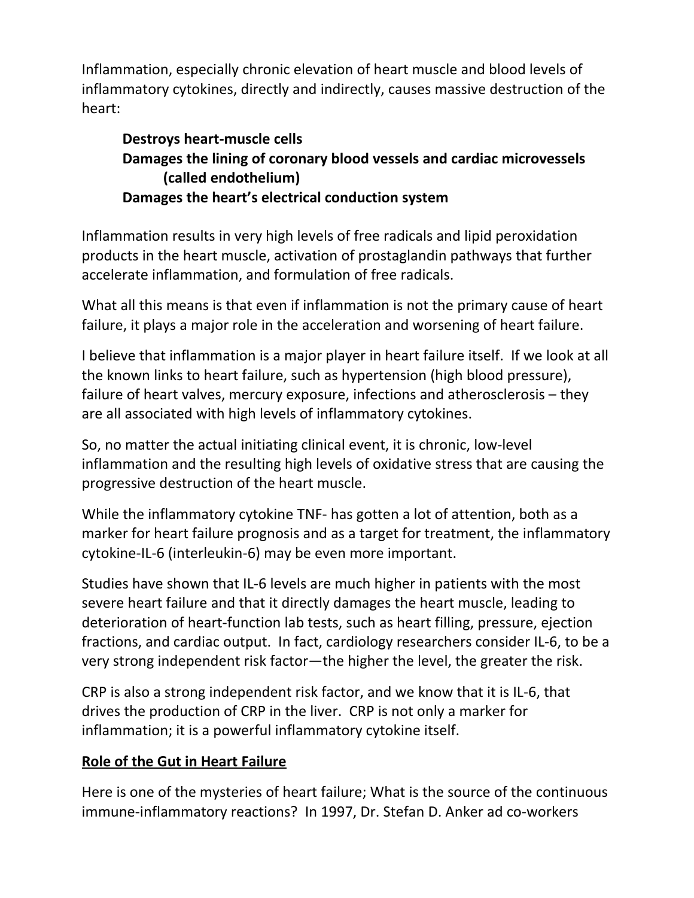Inflammation, especially chronic elevation of heart muscle and blood levels of inflammatory cytokines, directly and indirectly, causes massive destruction of the heart:

> **Destroys heart-muscle cells**
> **Damages the lining of coronary blood vessels and cardiac microvessels (called endothelium)**
> **Damages the heart's electrical conduction system**

Inflammation results in very high levels of free radicals and lipid peroxidation products in the heart muscle, activation of prostaglandin pathways that further accelerate inflammation, and formulation of free radicals.

What all this means is that even if inflammation is not the primary cause of heart failure, it plays a major role in the acceleration and worsening of heart failure.

I believe that inflammation is a major player in heart failure itself. If we look at all the known links to heart failure, such as hypertension (high blood pressure), failure of heart valves, mercury exposure, infections and atherosclerosis – they are all associated with high levels of inflammatory cytokines.

So, no matter the actual initiating clinical event, it is chronic, low-level inflammation and the resulting high levels of oxidative stress that are causing the progressive destruction of the heart muscle.

While the inflammatory cytokine TNF- has gotten a lot of attention, both as a marker for heart failure prognosis and as a target for treatment, the inflammatory cytokine-IL-6 (interleukin-6) may be even more important.

Studies have shown that IL-6 levels are much higher in patients with the most severe heart failure and that it directly damages the heart muscle, leading to deterioration of heart-function lab tests, such as heart filling, pressure, ejection fractions, and cardiac output. In fact, cardiology researchers consider IL-6, to be a very strong independent risk factor—the higher the level, the greater the risk.

CRP is also a strong independent risk factor, and we know that it is IL-6, that drives the production of CRP in the liver. CRP is not only a marker for inflammation; it is a powerful inflammatory cytokine itself.

## Role of the Gut in Heart Failure

Here is one of the mysteries of heart failure; What is the source of the continuous immune-inflammatory reactions? In 1997, Dr. Stefan D. Anker ad co-workers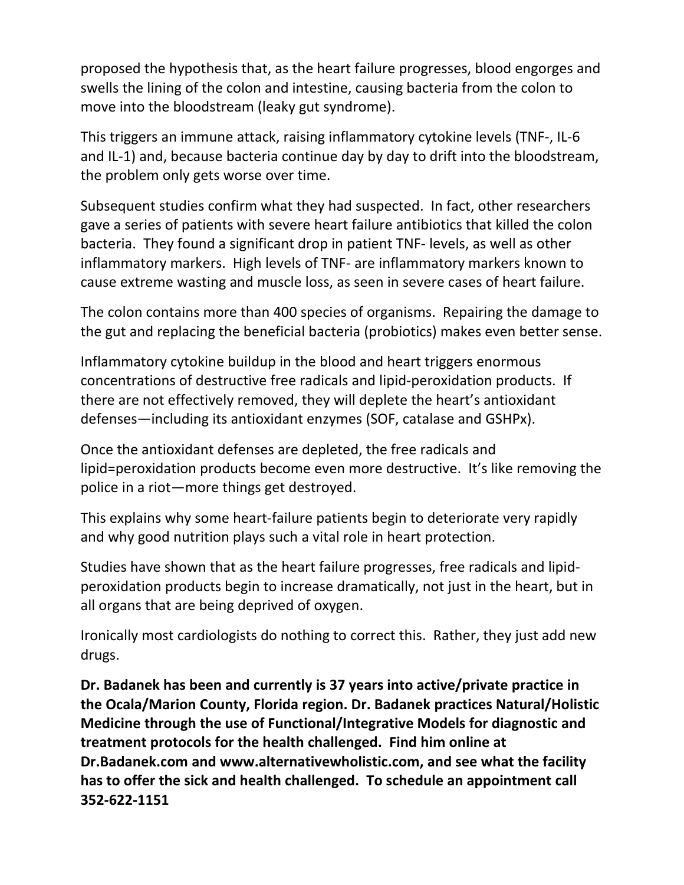proposed the hypothesis that, as the heart failure progresses, blood engorges and swells the lining of the colon and intestine, causing bacteria from the colon to move into the bloodstream (leaky gut syndrome).

This triggers an immune attack, raising inflammatory cytokine levels (TNF-, IL-6 and IL-1) and, because bacteria continue day by day to drift into the bloodstream, the problem only gets worse over time.

Subsequent studies confirm what they had suspected. In fact, other researchers gave a series of patients with severe heart failure antibiotics that killed the colon bacteria. They found a significant drop in patient TNF- levels, as well as other inflammatory markers. High levels of TNF- are inflammatory markers known to cause extreme wasting and muscle loss, as seen in severe cases of heart failure.

The colon contains more than 400 species of organisms. Repairing the damage to the gut and replacing the beneficial bacteria (probiotics) makes even better sense.

Inflammatory cytokine buildup in the blood and heart triggers enormous concentrations of destructive free radicals and lipid-peroxidation products. If there are not effectively removed, they will deplete the heart's antioxidant defenses—including its antioxidant enzymes (SOF, catalase and GSHPx).

Once the antioxidant defenses are depleted, the free radicals and lipid=peroxidation products become even more destructive. It's like removing the police in a riot—more things get destroyed.

This explains why some heart-failure patients begin to deteriorate very rapidly and why good nutrition plays such a vital role in heart protection.

Studies have shown that as the heart failure progresses, free radicals and lipid-peroxidation products begin to increase dramatically, not just in the heart, but in all organs that are being deprived of oxygen.

Ironically most cardiologists do nothing to correct this. Rather, they just add new drugs.

**Dr. Badanek has been and currently is 37 years into active/private practice in the Ocala/Marion County, Florida region. Dr. Badanek practices Natural/Holistic Medicine through the use of Functional/Integrative Models for diagnostic and treatment protocols for the health challenged. Find him online at Dr.Badanek.com and www.alternativewholistic.com, and see what the facility has to offer the sick and health challenged. To schedule an appointment call 352-622-1151**